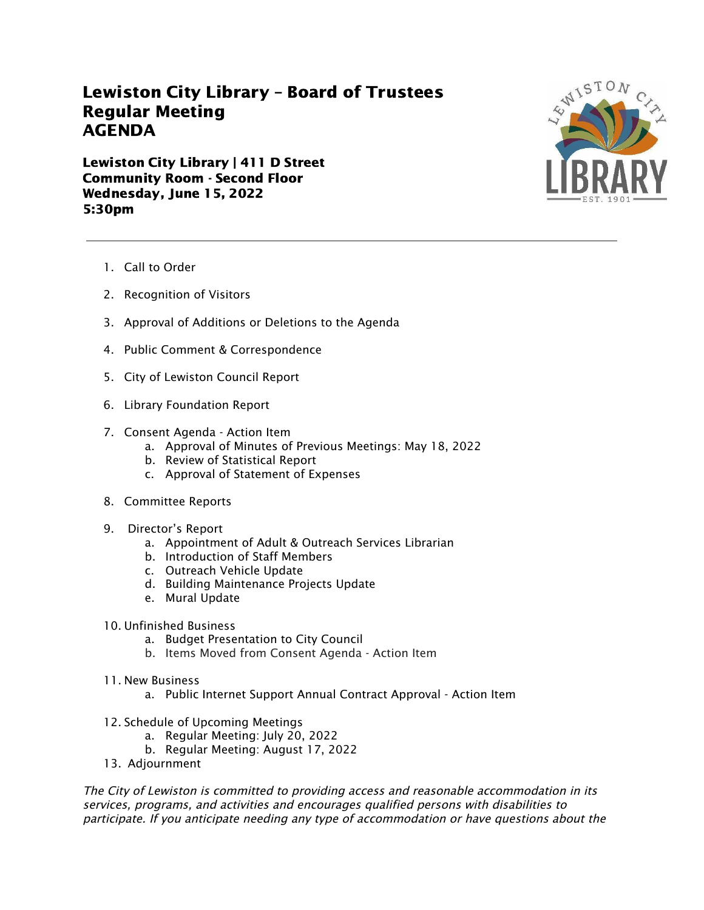# Lewiston City Library – Board of Trustees Regular Meeting AGENDA

**Lewiston City Library | 411 D Street**
**Community Room - Second Floor**
**Wednesday, June 15, 2022**
**5:30pm**

---

1. Call to Order
2. Recognition of Visitors
3. Approval of Additions or Deletions to the Agenda
4. Public Comment & Correspondence
5. City of Lewiston Council Report
6. Library Foundation Report
7. Consent Agenda - Action Item
    a. Approval of Minutes of Previous Meetings: May 18, 2022
    b. Review of Statistical Report
    c. Approval of Statement of Expenses
8. Committee Reports
9. Director's Report
    a. Appointment of Adult & Outreach Services Librarian
    b. Introduction of Staff Members
    c. Outreach Vehicle Update
    d. Building Maintenance Projects Update
    e. Mural Update
10. Unfinished Business
    a. Budget Presentation to City Council
    b. Items Moved from Consent Agenda - Action Item
11. New Business
    a. Public Internet Support Annual Contract Approval - Action Item
12. Schedule of Upcoming Meetings
    a. Regular Meeting: July 20, 2022
    b. Regular Meeting: August 17, 2022
13. Adjournment

*The City of Lewiston is committed to providing access and reasonable accommodation in its services, programs, and activities and encourages qualified persons with disabilities to participate. If you anticipate needing any type of accommodation or have questions about the*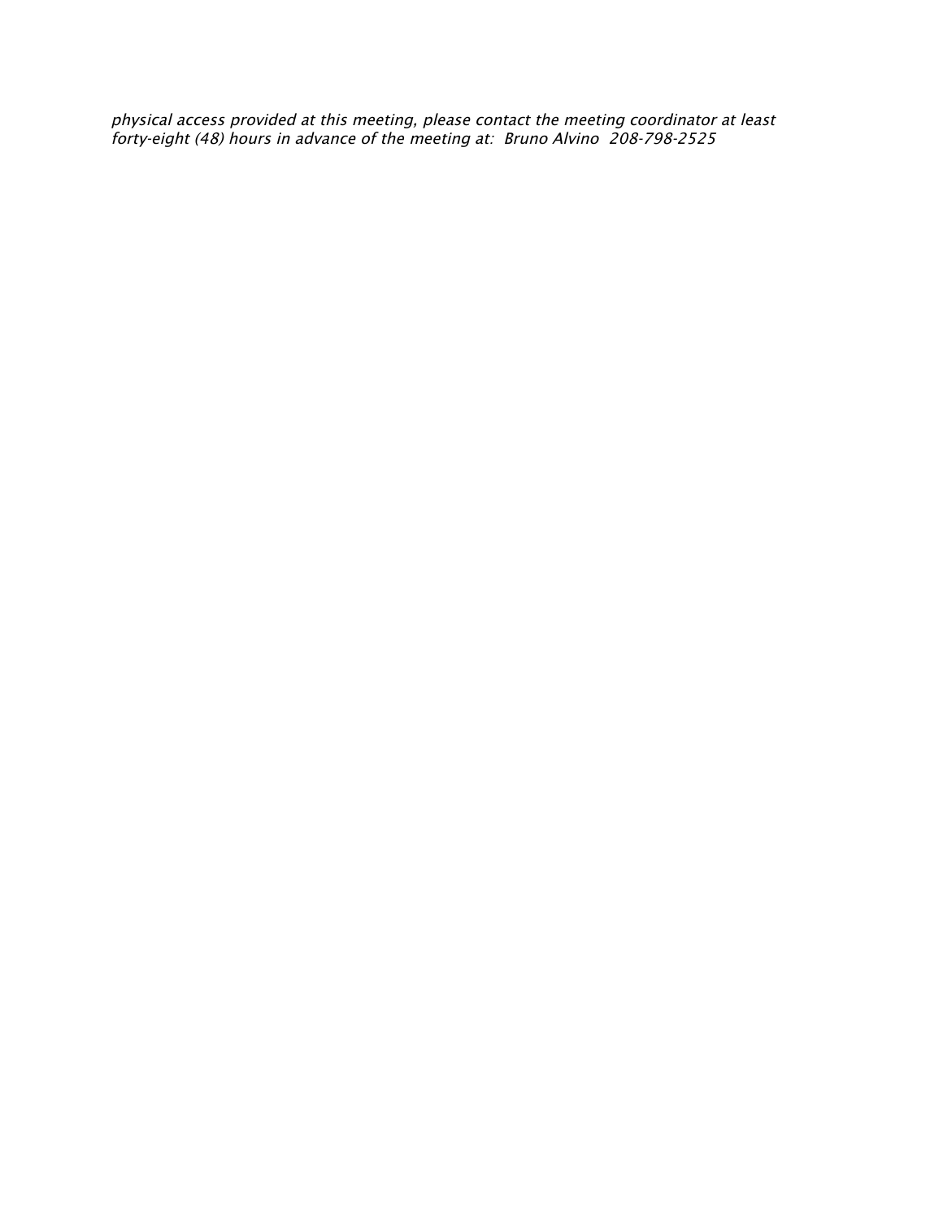*physical access provided at this meeting, please contact the meeting coordinator at least forty-eight (48) hours in advance of the meeting at:  Bruno Alvino  208-798-2525*